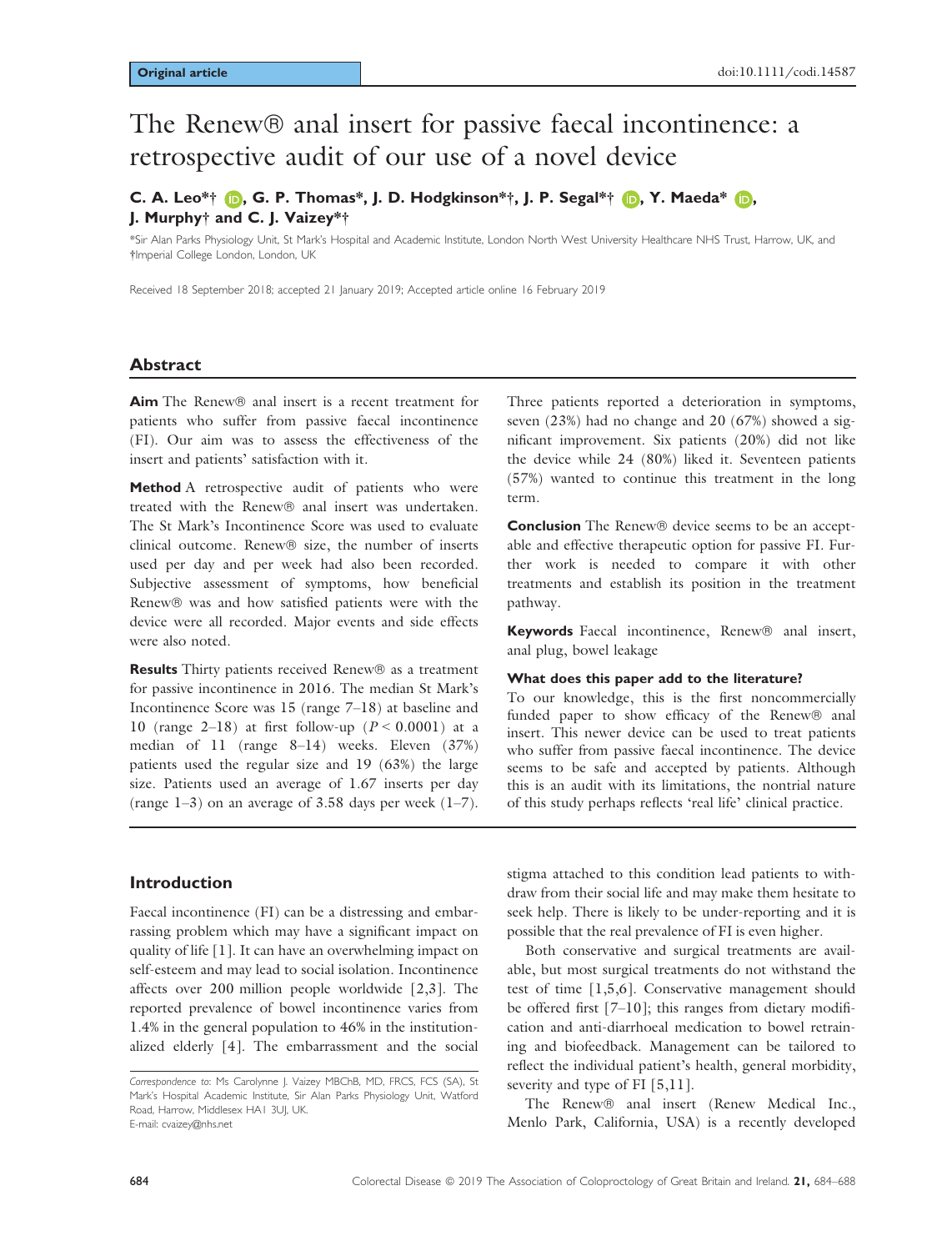Original article

doi:10.1111/codi.14587

# The Renew® anal insert for passive faecal incontinence: a retrospective audit of our use of a novel device

**C. A. Leo\*†, G. P. Thomas\*, J. D. Hodgkinson\*†, J. P. Segal\*†, Y. Maeda\*, J. Murphy† and C. J. Vaizey\*†**

\*Sir Alan Parks Physiology Unit, St Mark's Hospital and Academic Institute, London North West University Healthcare NHS Trust, Harrow, UK, and †Imperial College London, London, UK

Received 18 September 2018; accepted 21 January 2019; Accepted article online 16 February 2019

## Abstract

**Aim** The Renew® anal insert is a recent treatment for patients who suffer from passive faecal incontinence (FI). Our aim was to assess the effectiveness of the insert and patients' satisfaction with it.

**Method** A retrospective audit of patients who were treated with the Renew® anal insert was undertaken. The St Mark's Incontinence Score was used to evaluate clinical outcome. Renew® size, the number of inserts used per day and per week had also been recorded. Subjective assessment of symptoms, how beneficial Renew® was and how satisfied patients were with the device were all recorded. Major events and side effects were also noted.

**Results** Thirty patients received Renew® as a treatment for passive incontinence in 2016. The median St Mark's Incontinence Score was 15 (range 7–18) at baseline and 10 (range 2–18) at first follow-up ($P < 0.0001$) at a median of 11 (range 8–14) weeks. Eleven (37%) patients used the regular size and 19 (63%) the large size. Patients used an average of 1.67 inserts per day (range 1–3) on an average of 3.58 days per week (1–7). Three patients reported a deterioration in symptoms, seven (23%) had no change and 20 (67%) showed a significant improvement. Six patients (20%) did not like the device while 24 (80%) liked it. Seventeen patients (57%) wanted to continue this treatment in the long term.

**Conclusion** The Renew® device seems to be an acceptable and effective therapeutic option for passive FI. Further work is needed to compare it with other treatments and establish its position in the treatment pathway.

**Keywords** Faecal incontinence, Renew® anal insert, anal plug, bowel leakage

### What does this paper add to the literature?

To our knowledge, this is the first noncommercially funded paper to show efficacy of the Renew® anal insert. This newer device can be used to treat patients who suffer from passive faecal incontinence. The device seems to be safe and accepted by patients. Although this is an audit with its limitations, the nontrial nature of this study perhaps reflects 'real life' clinical practice.

## Introduction

Faecal incontinence (FI) can be a distressing and embarrassing problem which may have a significant impact on quality of life [1]. It can have an overwhelming impact on self-esteem and may lead to social isolation. Incontinence affects over 200 million people worldwide [2,3]. The reported prevalence of bowel incontinence varies from 1.4% in the general population to 46% in the institutionalized elderly [4]. The embarrassment and the social stigma attached to this condition lead patients to withdraw from their social life and may make them hesitate to seek help. There is likely to be under-reporting and it is possible that the real prevalence of FI is even higher.

Both conservative and surgical treatments are available, but most surgical treatments do not withstand the test of time [1,5,6]. Conservative management should be offered first [7–10]; this ranges from dietary modification and anti-diarrhoeal medication to bowel retraining and biofeedback. Management can be tailored to reflect the individual patient's health, general morbidity, severity and type of FI [5,11].

The Renew® anal insert (Renew Medical Inc., Menlo Park, California, USA) is a recently developed

*Correspondence to:* Ms Carolynne J. Vaizey MBChB, MD, FRCS, FCS (SA), St Mark's Hospital Academic Institute, Sir Alan Parks Physiology Unit, Watford Road, Harrow, Middlesex HA1 3UJ, UK.
E-mail: cvaizey@nhs.net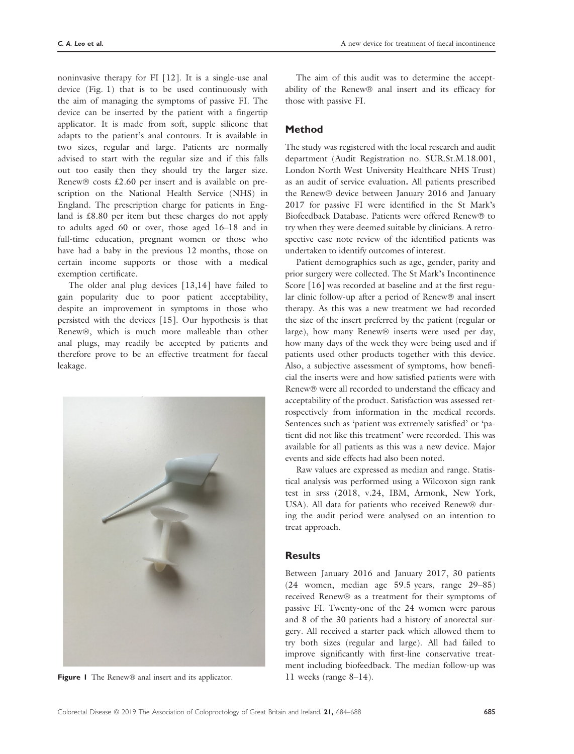noninvasive therapy for FI [12]. It is a single-use anal device (Fig. 1) that is to be used continuously with the aim of managing the symptoms of passive FI. The device can be inserted by the patient with a fingertip applicator. It is made from soft, supple silicone that adapts to the patient's anal contours. It is available in two sizes, regular and large. Patients are normally advised to start with the regular size and if this falls out too easily then they should try the larger size. Renew® costs £2.60 per insert and is available on prescription on the National Health Service (NHS) in England. The prescription charge for patients in England is £8.80 per item but these charges do not apply to adults aged 60 or over, those aged 16–18 and in full-time education, pregnant women or those who have had a baby in the previous 12 months, those on certain income supports or those with a medical exemption certificate.

The older anal plug devices [13,14] have failed to gain popularity due to poor patient acceptability, despite an improvement in symptoms in those who persisted with the devices [15]. Our hypothesis is that Renew®, which is much more malleable than other anal plugs, may readily be accepted by patients and therefore prove to be an effective treatment for faecal leakage.

**Figure 1** The Renew® anal insert and its applicator.

The aim of this audit was to determine the acceptability of the Renew® anal insert and its efficacy for those with passive FI.

## Method

The study was registered with the local research and audit department (Audit Registration no. SUR.St.M.18.001, London North West University Healthcare NHS Trust) as an audit of service evaluation. All patients prescribed the Renew® device between January 2016 and January 2017 for passive FI were identified in the St Mark's Biofeedback Database. Patients were offered Renew® to try when they were deemed suitable by clinicians. A retrospective case note review of the identified patients was undertaken to identify outcomes of interest.

Patient demographics such as age, gender, parity and prior surgery were collected. The St Mark's Incontinence Score [16] was recorded at baseline and at the first regular clinic follow-up after a period of Renew® anal insert therapy. As this was a new treatment we had recorded the size of the insert preferred by the patient (regular or large), how many Renew® inserts were used per day, how many days of the week they were being used and if patients used other products together with this device. Also, a subjective assessment of symptoms, how beneficial the inserts were and how satisfied patients were with Renew® were all recorded to understand the efficacy and acceptability of the product. Satisfaction was assessed retrospectively from information in the medical records. Sentences such as 'patient was extremely satisfied' or 'patient did not like this treatment' were recorded. This was available for all patients as this was a new device. Major events and side effects had also been noted.

Raw values are expressed as median and range. Statistical analysis was performed using a Wilcoxon sign rank test in SPSS (2018, v.24, IBM, Armonk, New York, USA). All data for patients who received Renew® during the audit period were analysed on an intention to treat approach.

## Results

Between January 2016 and January 2017, 30 patients (24 women, median age 59.5 years, range 29–85) received Renew® as a treatment for their symptoms of passive FI. Twenty-one of the 24 women were parous and 8 of the 30 patients had a history of anorectal surgery. All received a starter pack which allowed them to try both sizes (regular and large). All had failed to improve significantly with first-line conservative treatment including biofeedback. The median follow-up was 11 weeks (range 8–14).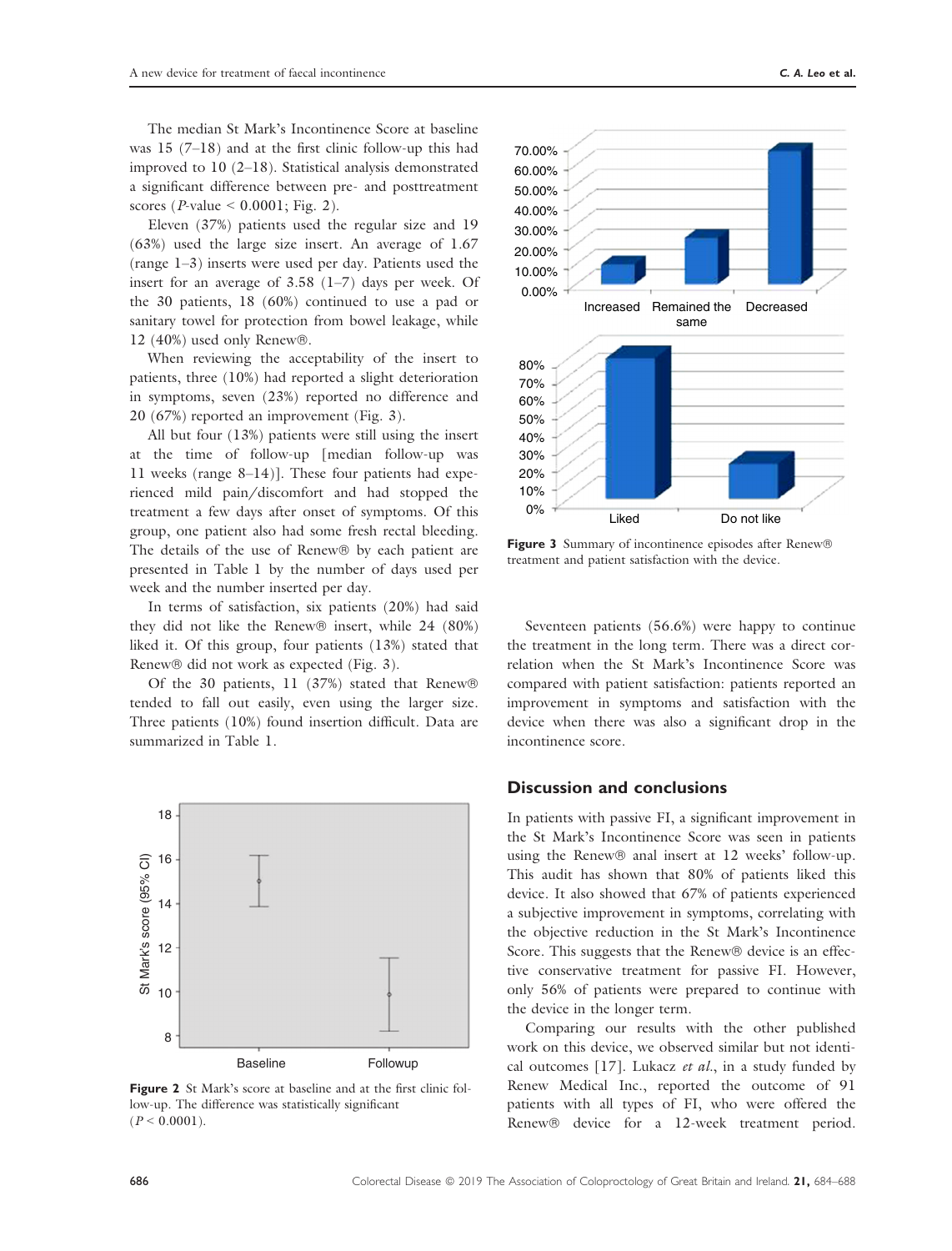The median St Mark's Incontinence Score at baseline was 15 (7–18) and at the first clinic follow-up this had improved to 10 (2–18). Statistical analysis demonstrated a significant difference between pre- and posttreatment scores ($P$-value < 0.0001; Fig. 2).

Eleven (37%) patients used the regular size and 19 (63%) used the large size insert. An average of 1.67 (range 1–3) inserts were used per day. Patients used the insert for an average of 3.58 (1–7) days per week. Of the 30 patients, 18 (60%) continued to use a pad or sanitary towel for protection from bowel leakage, while 12 (40%) used only Renew®.

When reviewing the acceptability of the insert to patients, three (10%) had reported a slight deterioration in symptoms, seven (23%) reported no difference and 20 (67%) reported an improvement (Fig. 3).

All but four (13%) patients were still using the insert at the time of follow-up [median follow-up was 11 weeks (range 8–14)]. These four patients had experienced mild pain/discomfort and had stopped the treatment a few days after onset of symptoms. Of this group, one patient also had some fresh rectal bleeding. The details of the use of Renew® by each patient are presented in Table 1 by the number of days used per week and the number inserted per day.

In terms of satisfaction, six patients (20%) had said they did not like the Renew® insert, while 24 (80%) liked it. Of this group, four patients (13%) stated that Renew® did not work as expected (Fig. 3).

Of the 30 patients, 11 (37%) stated that Renew® tended to fall out easily, even using the larger size. Three patients (10%) found insertion difficult. Data are summarized in Table 1.

**Figure 2** St Mark's score at baseline and at the first clinic follow-up. The difference was statistically significant ($P$ < 0.0001).

**Figure 3** Summary of incontinence episodes after Renew® treatment and patient satisfaction with the device.

Seventeen patients (56.6%) were happy to continue the treatment in the long term. There was a direct correlation when the St Mark's Incontinence Score was compared with patient satisfaction: patients reported an improvement in symptoms and satisfaction with the device when there was also a significant drop in the incontinence score.

## Discussion and conclusions

In patients with passive FI, a significant improvement in the St Mark's Incontinence Score was seen in patients using the Renew® anal insert at 12 weeks' follow-up. This audit has shown that 80% of patients liked this device. It also showed that 67% of patients experienced a subjective improvement in symptoms, correlating with the objective reduction in the St Mark's Incontinence Score. This suggests that the Renew® device is an effective conservative treatment for passive FI. However, only 56% of patients were prepared to continue with the device in the longer term.

Comparing our results with the other published work on this device, we observed similar but not identical outcomes [17]. Lukacz *et al.*, in a study funded by Renew Medical Inc., reported the outcome of 91 patients with all types of FI, who were offered the Renew® device for a 12-week treatment period.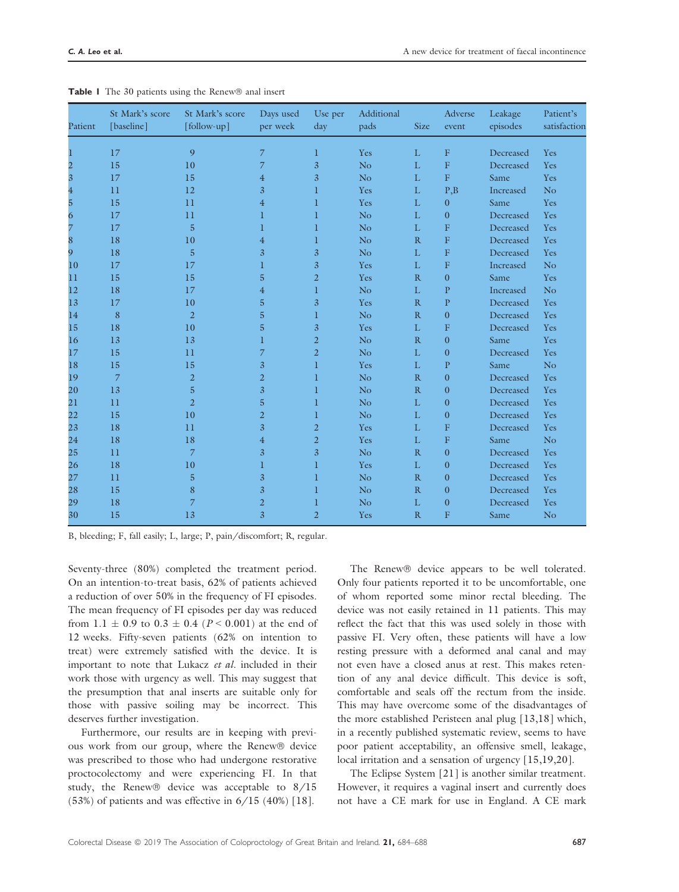**Table 1** The 30 patients using the Renew® anal insert

| Patient | St Mark's score [baseline] | St Mark's score [follow-up] | Days used per week | Use per day | Additional pads | Size | Adverse event | Leakage episodes | Patient's satisfaction |
|---|---|---|---|---|---|---|---|---|---|
| 1 | 17 | 9 | 7 | 1 | Yes | L | F | Decreased | Yes |
| 2 | 15 | 10 | 7 | 3 | No | L | F | Decreased | Yes |
| 3 | 17 | 15 | 4 | 3 | No | L | F | Same | Yes |
| 4 | 11 | 12 | 3 | 1 | Yes | L | P,B | Increased | No |
| 5 | 15 | 11 | 4 | 1 | Yes | L | 0 | Same | Yes |
| 6 | 17 | 11 | 1 | 1 | No | L | 0 | Decreased | Yes |
| 7 | 17 | 5 | 1 | 1 | No | L | F | Decreased | Yes |
| 8 | 18 | 10 | 4 | 1 | No | R | F | Decreased | Yes |
| 9 | 18 | 5 | 3 | 3 | No | L | F | Decreased | Yes |
| 10 | 17 | 17 | 1 | 3 | Yes | L | F | Increased | No |
| 11 | 15 | 15 | 5 | 2 | Yes | R | 0 | Same | Yes |
| 12 | 18 | 17 | 4 | 1 | No | L | P | Increased | No |
| 13 | 17 | 10 | 5 | 3 | Yes | R | P | Decreased | Yes |
| 14 | 8 | 2 | 5 | 1 | No | R | 0 | Decreased | Yes |
| 15 | 18 | 10 | 5 | 3 | Yes | L | F | Decreased | Yes |
| 16 | 13 | 13 | 1 | 2 | No | R | 0 | Same | Yes |
| 17 | 15 | 11 | 7 | 2 | No | L | 0 | Decreased | Yes |
| 18 | 15 | 15 | 3 | 1 | Yes | L | P | Same | No |
| 19 | 7 | 2 | 2 | 1 | No | R | 0 | Decreased | Yes |
| 20 | 13 | 5 | 3 | 1 | No | R | 0 | Decreased | Yes |
| 21 | 11 | 2 | 5 | 1 | No | L | 0 | Decreased | Yes |
| 22 | 15 | 10 | 2 | 1 | No | L | 0 | Decreased | Yes |
| 23 | 18 | 11 | 3 | 2 | Yes | L | F | Decreased | Yes |
| 24 | 18 | 18 | 4 | 2 | Yes | L | F | Same | No |
| 25 | 11 | 7 | 3 | 3 | No | R | 0 | Decreased | Yes |
| 26 | 18 | 10 | 1 | 1 | Yes | L | 0 | Decreased | Yes |
| 27 | 11 | 5 | 3 | 1 | No | R | 0 | Decreased | Yes |
| 28 | 15 | 8 | 3 | 1 | No | R | 0 | Decreased | Yes |
| 29 | 18 | 7 | 2 | 1 | No | L | 0 | Decreased | Yes |
| 30 | 15 | 13 | 3 | 2 | Yes | R | F | Same | No |

B, bleeding; F, fall easily; L, large; P, pain/discomfort; R, regular.

Seventy-three (80%) completed the treatment period. On an intention-to-treat basis, 62% of patients achieved a reduction of over 50% in the frequency of FI episodes. The mean frequency of FI episodes per day was reduced from $1.1 \pm 0.9$ to $0.3 \pm 0.4$ ($P < 0.001$) at the end of 12 weeks. Fifty-seven patients (62% on intention to treat) were extremely satisfied with the device. It is important to note that Lukacz *et al.* included in their work those with urgency as well. This may suggest that the presumption that anal inserts are suitable only for those with passive soiling may be incorrect. This deserves further investigation.

Furthermore, our results are in keeping with previous work from our group, where the Renew® device was prescribed to those who had undergone restorative proctocolectomy and were experiencing FI. In that study, the Renew® device was acceptable to 8/15 (53%) of patients and was effective in 6/15 (40%) [18].

The Renew® device appears to be well tolerated. Only four patients reported it to be uncomfortable, one of whom reported some minor rectal bleeding. The device was not easily retained in 11 patients. This may reflect the fact that this was used solely in those with passive FI. Very often, these patients will have a low resting pressure with a deformed anal canal and may not even have a closed anus at rest. This makes retention of any anal device difficult. This device is soft, comfortable and seals off the rectum from the inside. This may have overcome some of the disadvantages of the more established Peristeen anal plug [13,18] which, in a recently published systematic review, seems to have poor patient acceptability, an offensive smell, leakage, local irritation and a sensation of urgency [15,19,20].

The Eclipse System [21] is another similar treatment. However, it requires a vaginal insert and currently does not have a CE mark for use in England. A CE mark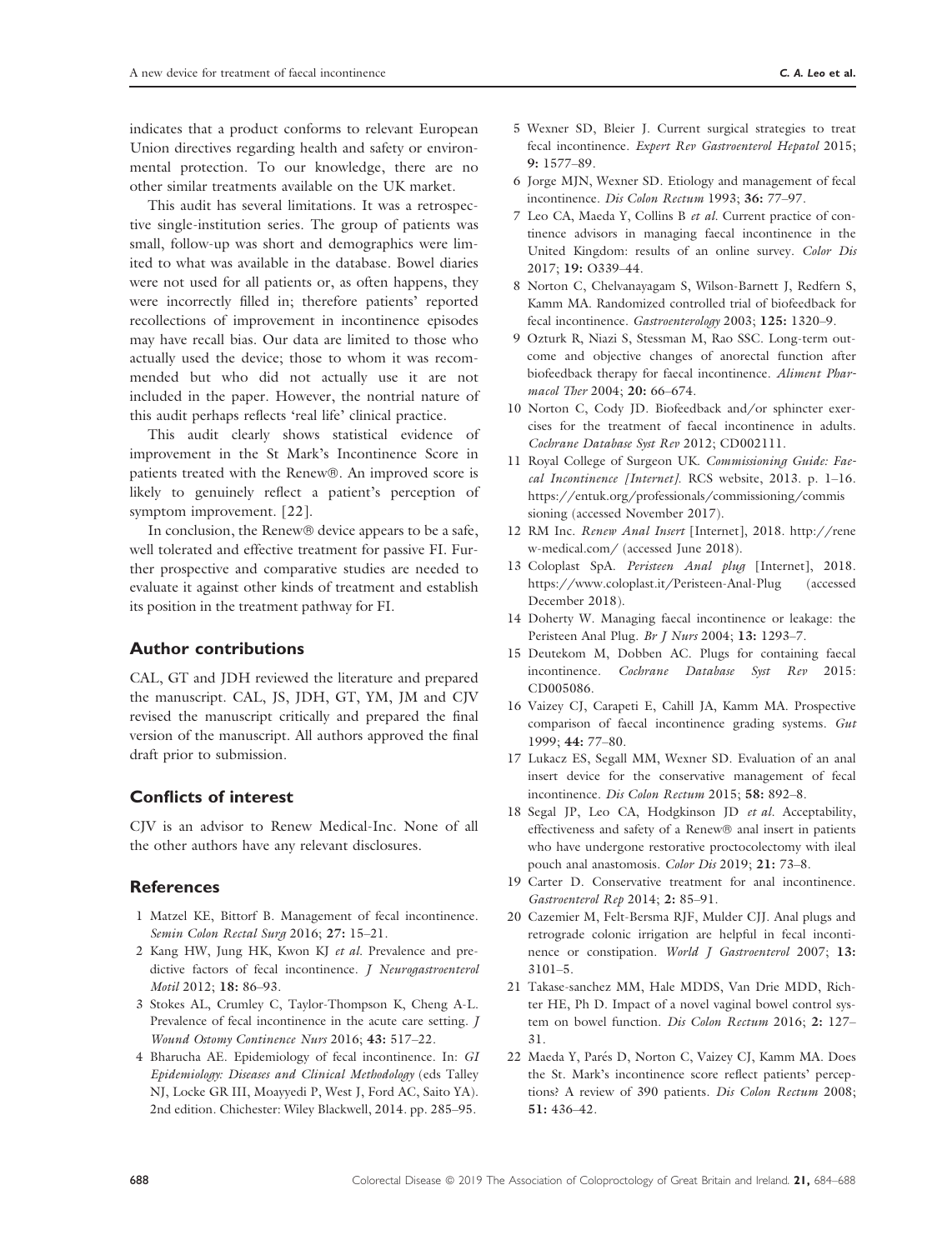indicates that a product conforms to relevant European Union directives regarding health and safety or environmental protection. To our knowledge, there are no other similar treatments available on the UK market.

This audit has several limitations. It was a retrospective single-institution series. The group of patients was small, follow-up was short and demographics were limited to what was available in the database. Bowel diaries were not used for all patients or, as often happens, they were incorrectly filled in; therefore patients' reported recollections of improvement in incontinence episodes may have recall bias. Our data are limited to those who actually used the device; those to whom it was recommended but who did not actually use it are not included in the paper. However, the nontrial nature of this audit perhaps reflects 'real life' clinical practice.

This audit clearly shows statistical evidence of improvement in the St Mark's Incontinence Score in patients treated with the Renew®. An improved score is likely to genuinely reflect a patient's perception of symptom improvement. [22].

In conclusion, the Renew® device appears to be a safe, well tolerated and effective treatment for passive FI. Further prospective and comparative studies are needed to evaluate it against other kinds of treatment and establish its position in the treatment pathway for FI.

## Author contributions

CAL, GT and JDH reviewed the literature and prepared the manuscript. CAL, JS, JDH, GT, YM, JM and CJV revised the manuscript critically and prepared the final version of the manuscript. All authors approved the final draft prior to submission.

## Conflicts of interest

CJV is an advisor to Renew Medical-Inc. None of all the other authors have any relevant disclosures.

## References

1 Matzel KE, Bittorf B. Management of fecal incontinence. *Semin Colon Rectal Surg* 2016; **27:** 15–21.

2 Kang HW, Jung HK, Kwon KJ *et al.* Prevalence and predictive factors of fecal incontinence. *J Neurogastroenterol Motil* 2012; **18:** 86–93.

3 Stokes AL, Crumley C, Taylor-Thompson K, Cheng A-L. Prevalence of fecal incontinence in the acute care setting. *J Wound Ostomy Continence Nurs* 2016; **43:** 517–22.

4 Bharucha AE. Epidemiology of fecal incontinence. In: *GI Epidemiology: Diseases and Clinical Methodology* (eds Talley NJ, Locke GR III, Moayyedi P, West J, Ford AC, Saito YA). 2nd edition. Chichester: Wiley Blackwell, 2014. pp. 285–95.

5 Wexner SD, Bleier J. Current surgical strategies to treat fecal incontinence. *Expert Rev Gastroenterol Hepatol* 2015; **9:** 1577–89.

6 Jorge MJN, Wexner SD. Etiology and management of fecal incontinence. *Dis Colon Rectum* 1993; **36:** 77–97.

7 Leo CA, Maeda Y, Collins B *et al.* Current practice of continence advisors in managing faecal incontinence in the United Kingdom: results of an online survey. *Color Dis* 2017; **19:** O339–44.

8 Norton C, Chelvanayagam S, Wilson-Barnett J, Redfern S, Kamm MA. Randomized controlled trial of biofeedback for fecal incontinence. *Gastroenterology* 2003; **125:** 1320–9.

9 Ozturk R, Niazi S, Stessman M, Rao SSC. Long-term outcome and objective changes of anorectal function after biofeedback therapy for faecal incontinence. *Aliment Pharmacol Ther* 2004; **20:** 66–674.

10 Norton C, Cody JD. Biofeedback and/or sphincter exercises for the treatment of faecal incontinence in adults. *Cochrane Database Syst Rev* 2012; CD002111.

11 Royal College of Surgeon UK. *Commissioning Guide: Faecal Incontinence [Internet].* RCS website, 2013. p. 1–16. https://entuk.org/professionals/commissioning/commissioning (accessed November 2017).

12 RM Inc. *Renew Anal Insert* [Internet], 2018. http://renew-medical.com/ (accessed June 2018).

13 Coloplast SpA. *Peristeen Anal plug* [Internet], 2018. https://www.coloplast.it/Peristeen-Anal-Plug (accessed December 2018).

14 Doherty W. Managing faecal incontinence or leakage: the Peristeen Anal Plug. *Br J Nurs* 2004; **13:** 1293–7.

15 Deutekom M, Dobben AC. Plugs for containing faecal incontinence. *Cochrane Database Syst Rev* 2015: CD005086.

16 Vaizey CJ, Carapeti E, Cahill JA, Kamm MA. Prospective comparison of faecal incontinence grading systems. *Gut* 1999; **44:** 77–80.

17 Lukacz ES, Segall MM, Wexner SD. Evaluation of an anal insert device for the conservative management of fecal incontinence. *Dis Colon Rectum* 2015; **58:** 892–8.

18 Segal JP, Leo CA, Hodgkinson JD *et al.* Acceptability, effectiveness and safety of a Renew® anal insert in patients who have undergone restorative proctocolectomy with ileal pouch anal anastomosis. *Color Dis* 2019; **21:** 73–8.

19 Carter D. Conservative treatment for anal incontinence. *Gastroenterol Rep* 2014; **2:** 85–91.

20 Cazemier M, Felt-Bersma RJF, Mulder CJJ. Anal plugs and retrograde colonic irrigation are helpful in fecal incontinence or constipation. *World J Gastroenterol* 2007; **13:** 3101–5.

21 Takase-sanchez MM, Hale MDDS, Van Drie MDD, Richter HE, Ph D. Impact of a novel vaginal bowel control system on bowel function. *Dis Colon Rectum* 2016; **2:** 127–31.

22 Maeda Y, Parés D, Norton C, Vaizey CJ, Kamm MA. Does the St. Mark's incontinence score reflect patients' perceptions? A review of 390 patients. *Dis Colon Rectum* 2008; **51:** 436–42.